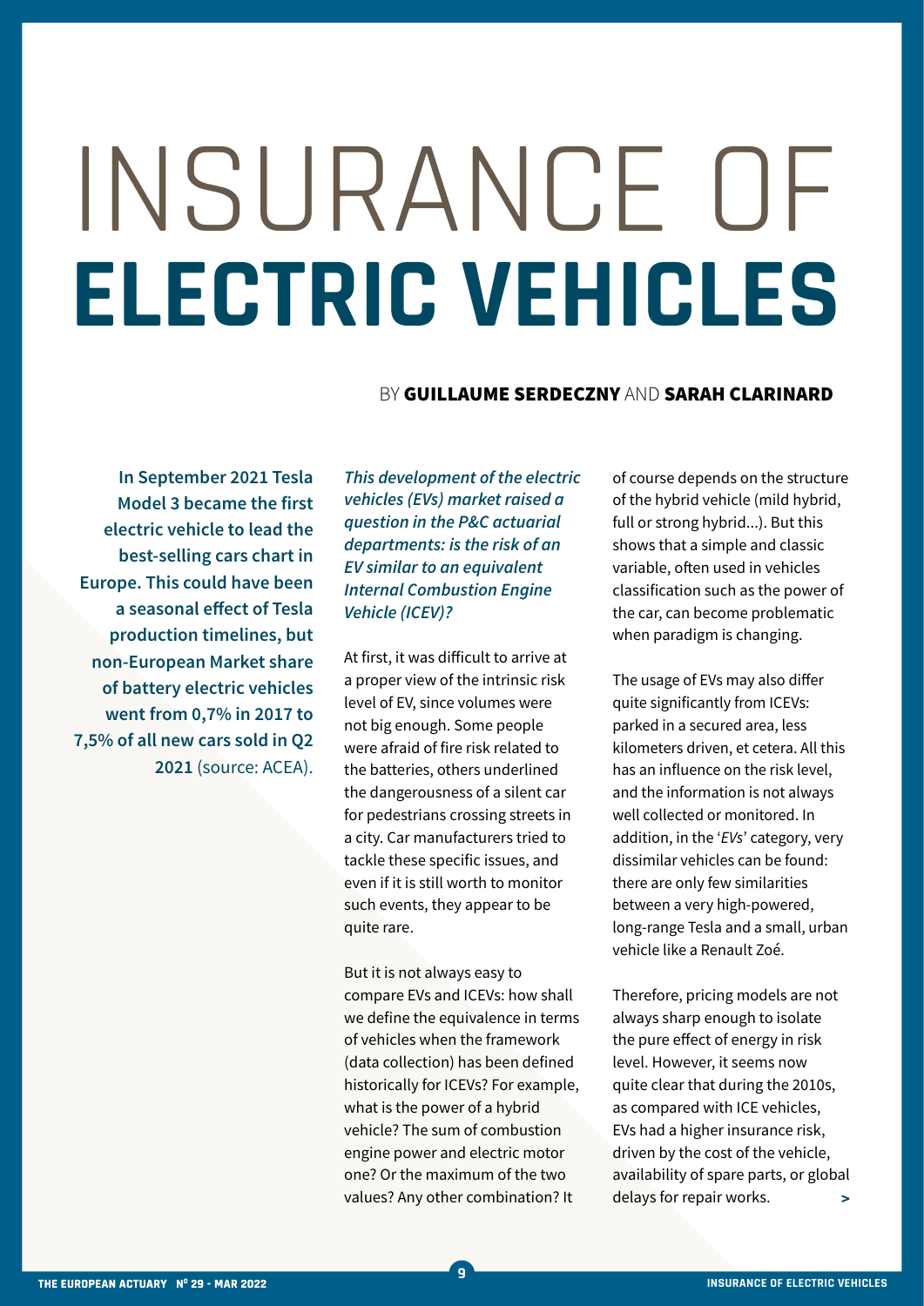# INSURANCE OF **ELECTRIC VEHICLES**

BY **GUILLAUME SERDECZNY** AND **SARAH CLARINARD**

**In September 2021 Tesla Model 3 became the first electric vehicle to lead the best-selling cars chart in Europe. This could have been a seasonal effect of Tesla production timelines, but non-European Market share of battery electric vehicles went from 0,7% in 2017 to 7,5% of all new cars sold in Q2 2021** (source: ACEA).

***This development of the electric vehicles (EVs) market raised a question in the P&C actuarial departments: is the risk of an EV similar to an equivalent Internal Combustion Engine Vehicle (ICEV)?***

At first, it was difficult to arrive at a proper view of the intrinsic risk level of EV, since volumes were not big enough. Some people were afraid of fire risk related to the batteries, others underlined the dangerousness of a silent car for pedestrians crossing streets in a city. Car manufacturers tried to tackle these specific issues, and even if it is still worth to monitor such events, they appear to be quite rare.

But it is not always easy to compare EVs and ICEVs: how shall we define the equivalence in terms of vehicles when the framework (data collection) has been defined historically for ICEVs? For example, what is the power of a hybrid vehicle? The sum of combustion engine power and electric motor one? Or the maximum of the two values? Any other combination? It of course depends on the structure of the hybrid vehicle (mild hybrid, full or strong hybrid...). But this shows that a simple and classic variable, often used in vehicles classification such as the power of the car, can become problematic when paradigm is changing.

The usage of EVs may also differ quite significantly from ICEVs: parked in a secured area, less kilometers driven, et cetera. All this has an influence on the risk level, and the information is not always well collected or monitored. In addition, in the '*EVs*' category, very dissimilar vehicles can be found: there are only few similarities between a very high-powered, long-range Tesla and a small, urban vehicle like a Renault Zoé.

Therefore, pricing models are not always sharp enough to isolate the pure effect of energy in risk level. However, it seems now quite clear that during the 2010s, as compared with ICE vehicles, EVs had a higher insurance risk, driven by the cost of the vehicle, availability of spare parts, or global delays for repair works.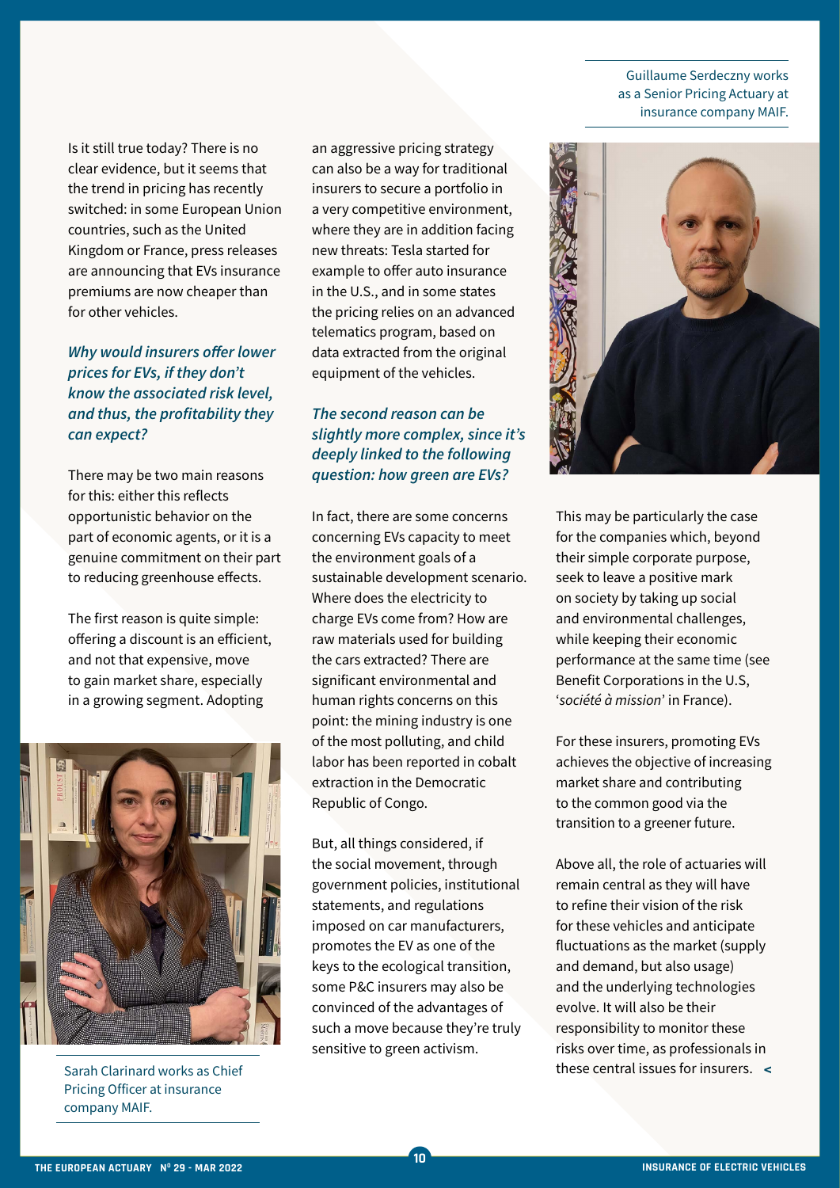Is it still true today? There is no clear evidence, but it seems that the trend in pricing has recently switched: in some European Union countries, such as the United Kingdom or France, press releases are announcing that EVs insurance premiums are now cheaper than for other vehicles.

***Why would insurers offer lower prices for EVs, if they don't know the associated risk level, and thus, the profitability they can expect?***

There may be two main reasons for this: either this reflects opportunistic behavior on the part of economic agents, or it is a genuine commitment on their part to reducing greenhouse effects.

The first reason is quite simple: offering a discount is an efficient, and not that expensive, move to gain market share, especially in a growing segment. Adopting an aggressive pricing strategy can also be a way for traditional insurers to secure a portfolio in a very competitive environment, where they are in addition facing new threats: Tesla started for example to offer auto insurance in the U.S., and in some states the pricing relies on an advanced telematics program, based on data extracted from the original equipment of the vehicles.

Sarah Clarinard works as Chief Pricing Officer at insurance company MAIF.

***The second reason can be slightly more complex, since it's deeply linked to the following question: how green are EVs?***

In fact, there are some concerns concerning EVs capacity to meet the environment goals of a sustainable development scenario. Where does the electricity to charge EVs come from? How are raw materials used for building the cars extracted? There are significant environmental and human rights concerns on this point: the mining industry is one of the most polluting, and child labor has been reported in cobalt extraction in the Democratic Republic of Congo.

But, all things considered, if the social movement, through government policies, institutional statements, and regulations imposed on car manufacturers, promotes the EV as one of the keys to the ecological transition, some P&C insurers may also be convinced of the advantages of such a move because they're truly sensitive to green activism.

Guillaume Serdeczny works as a Senior Pricing Actuary at insurance company MAIF.

This may be particularly the case for the companies which, beyond their simple corporate purpose, seek to leave a positive mark on society by taking up social and environmental challenges, while keeping their economic performance at the same time (see Benefit Corporations in the U.S, '*société à mission*' in France).

For these insurers, promoting EVs achieves the objective of increasing market share and contributing to the common good via the transition to a greener future.

Above all, the role of actuaries will remain central as they will have to refine their vision of the risk for these vehicles and anticipate fluctuations as the market (supply and demand, but also usage) and the underlying technologies evolve. It will also be their responsibility to monitor these risks over time, as professionals in these central issues for insurers. <